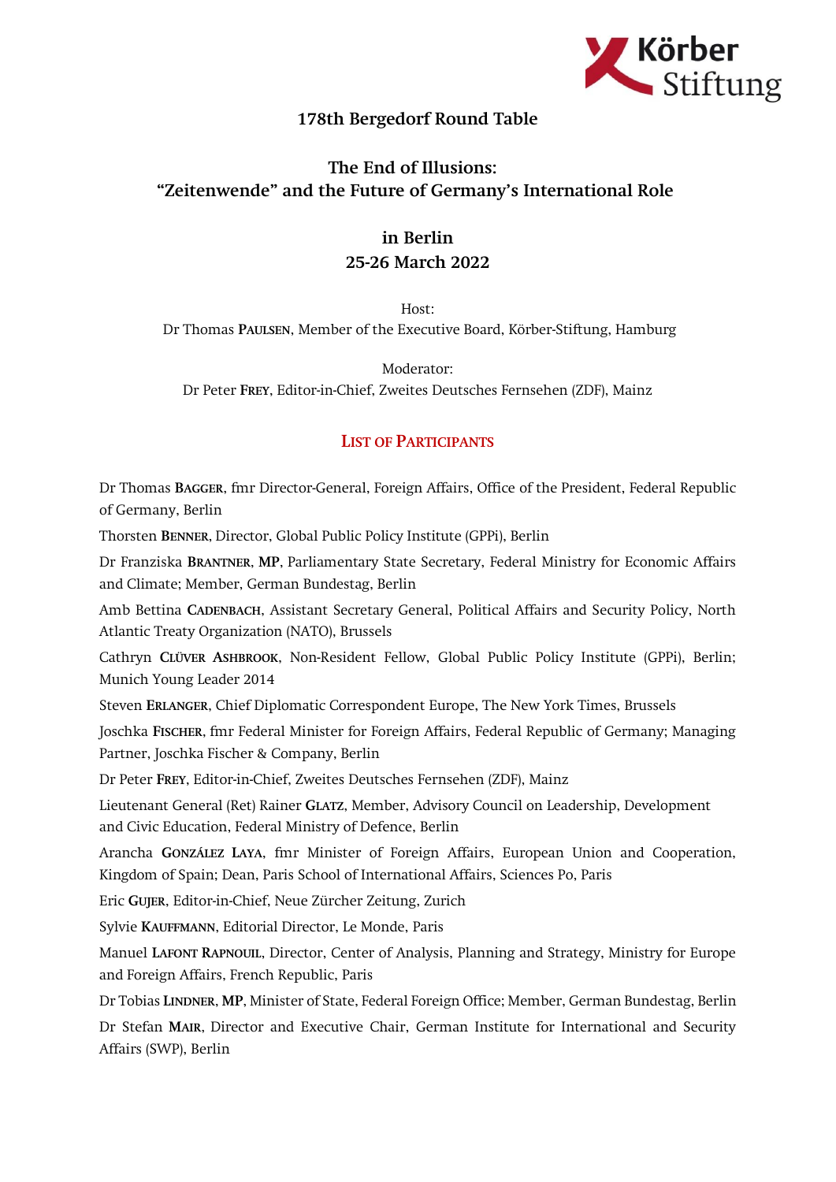Körber Stiftung

## 178th Bergedorf Round Table

# The End of Illusions: "Zeitenwende" and the Future of Germany's International Role

## in Berlin
## 25-26 March 2022

Host:
Dr Thomas **Paulsen**, Member of the Executive Board, Körber-Stiftung, Hamburg

Moderator:
Dr Peter **Frey**, Editor-in-Chief, Zweites Deutsches Fernsehen (ZDF), Mainz

### List of Participants

Dr Thomas **Bagger**, fmr Director-General, Foreign Affairs, Office of the President, Federal Republic of Germany, Berlin

Thorsten **Benner**, Director, Global Public Policy Institute (GPPi), Berlin

Dr Franziska **Brantner**, **MP**, Parliamentary State Secretary, Federal Ministry for Economic Affairs and Climate; Member, German Bundestag, Berlin

Amb Bettina **Cadenbach**, Assistant Secretary General, Political Affairs and Security Policy, North Atlantic Treaty Organization (NATO), Brussels

Cathryn **Clüver Ashbrook**, Non-Resident Fellow, Global Public Policy Institute (GPPi), Berlin; Munich Young Leader 2014

Steven **Erlanger**, Chief Diplomatic Correspondent Europe, The New York Times, Brussels

Joschka **Fischer**, fmr Federal Minister for Foreign Affairs, Federal Republic of Germany; Managing Partner, Joschka Fischer & Company, Berlin

Dr Peter **Frey**, Editor-in-Chief, Zweites Deutsches Fernsehen (ZDF), Mainz

Lieutenant General (Ret) Rainer **Glatz**, Member, Advisory Council on Leadership, Development and Civic Education, Federal Ministry of Defence, Berlin

Arancha **González Laya**, fmr Minister of Foreign Affairs, European Union and Cooperation, Kingdom of Spain; Dean, Paris School of International Affairs, Sciences Po, Paris

Eric **Gujer**, Editor-in-Chief, Neue Zürcher Zeitung, Zurich

Sylvie **Kauffmann**, Editorial Director, Le Monde, Paris

Manuel **Lafont Rapnouil**, Director, Center of Analysis, Planning and Strategy, Ministry for Europe and Foreign Affairs, French Republic, Paris

Dr Tobias **Lindner**, **MP**, Minister of State, Federal Foreign Office; Member, German Bundestag, Berlin

Dr Stefan **Mair**, Director and Executive Chair, German Institute for International and Security Affairs (SWP), Berlin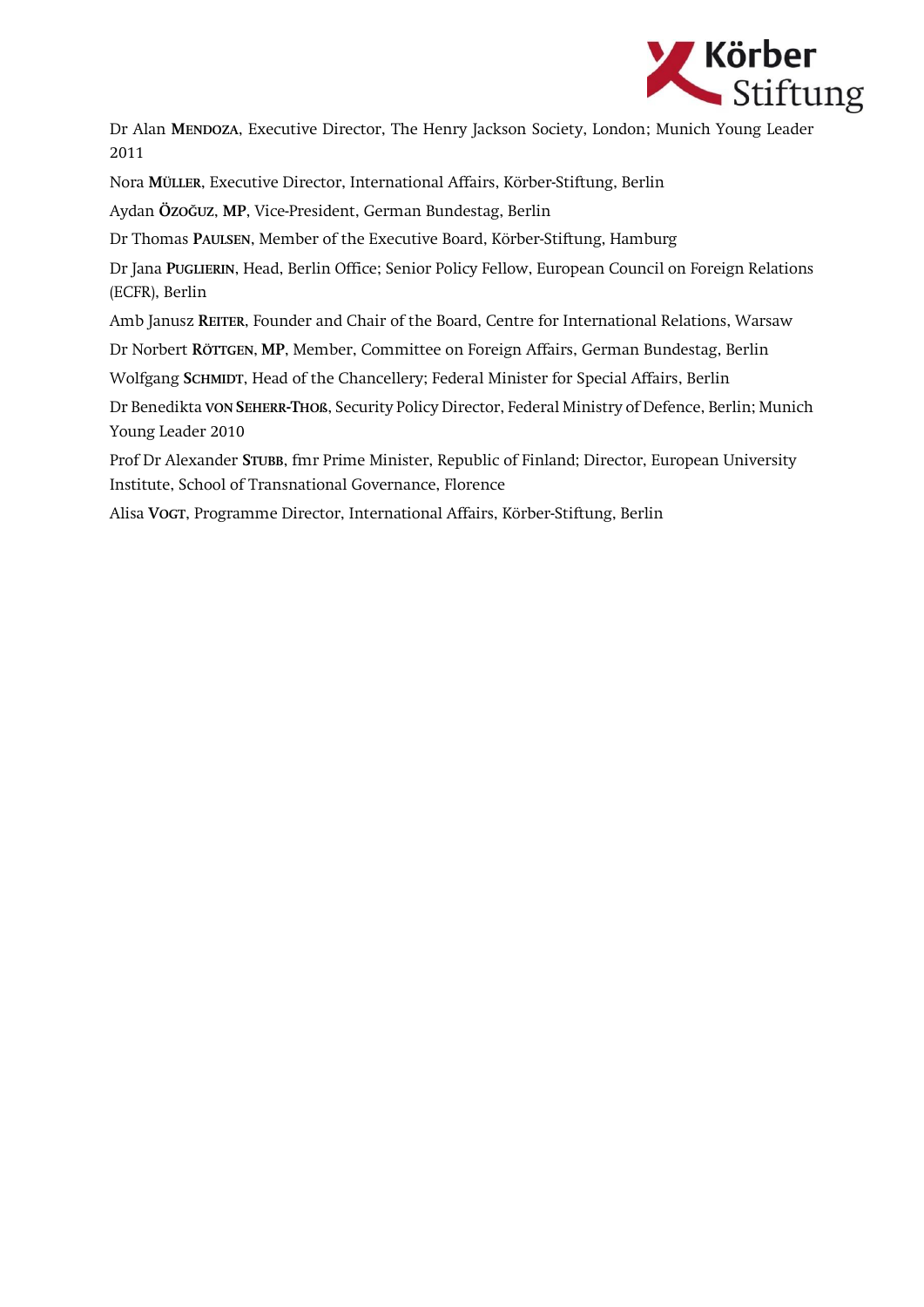Dr Alan **Mendoza**, Executive Director, The Henry Jackson Society, London; Munich Young Leader 2011

Nora **Müller**, Executive Director, International Affairs, Körber-Stiftung, Berlin

Aydan **Özoğuz**, **MP**, Vice-President, German Bundestag, Berlin

Dr Thomas **Paulsen**, Member of the Executive Board, Körber-Stiftung, Hamburg

Dr Jana **Puglierin**, Head, Berlin Office; Senior Policy Fellow, European Council on Foreign Relations (ECFR), Berlin

Amb Janusz **Reiter**, Founder and Chair of the Board, Centre for International Relations, Warsaw

Dr Norbert **Röttgen**, **MP**, Member, Committee on Foreign Affairs, German Bundestag, Berlin

Wolfgang **Schmidt**, Head of the Chancellery; Federal Minister for Special Affairs, Berlin

Dr Benedikta **von Seherr-Thoß**, Security Policy Director, Federal Ministry of Defence, Berlin; Munich Young Leader 2010

Prof Dr Alexander **Stubb**, fmr Prime Minister, Republic of Finland; Director, European University Institute, School of Transnational Governance, Florence

Alisa **Vogt**, Programme Director, International Affairs, Körber-Stiftung, Berlin